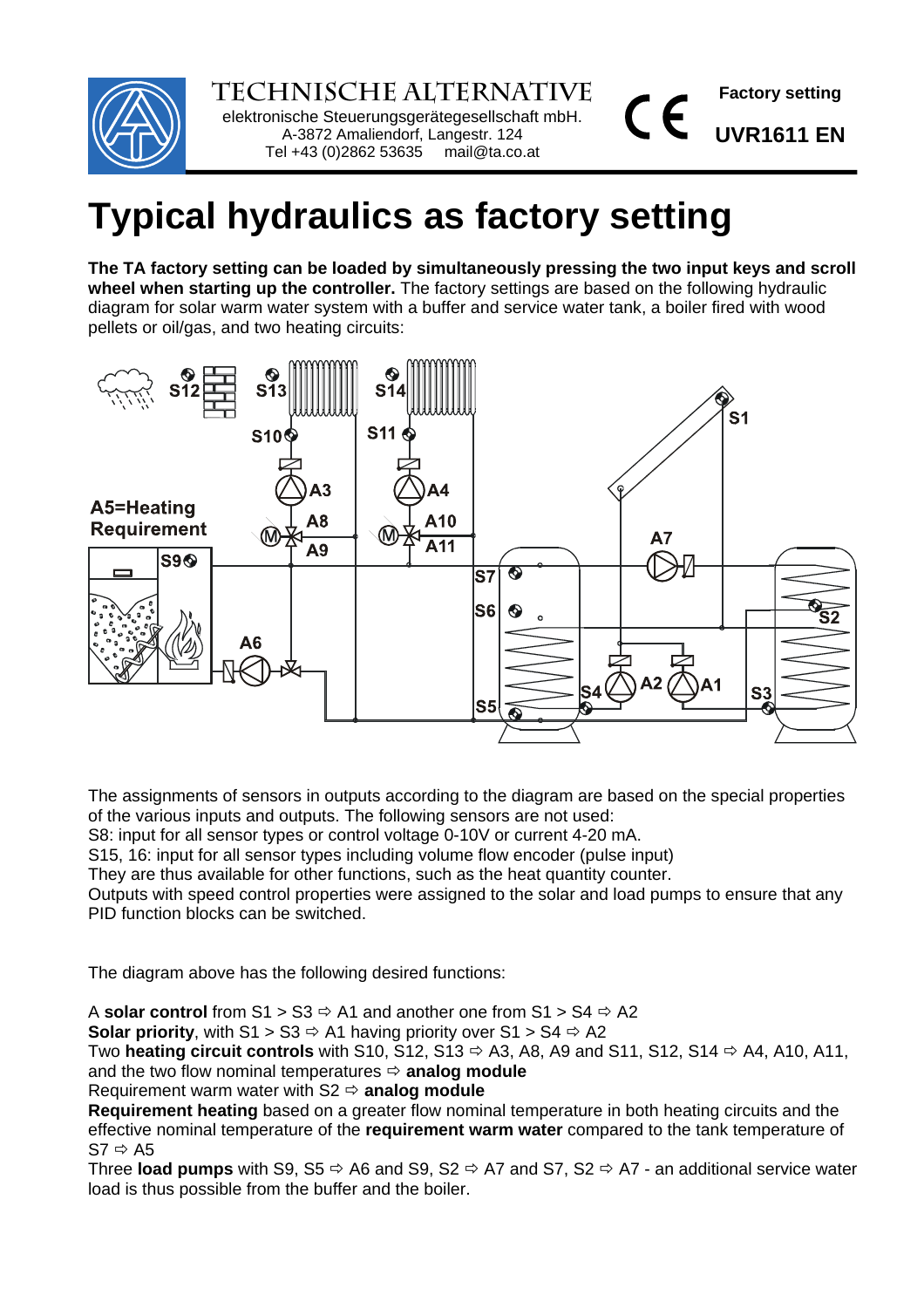TECHNISCHE ALTERNATIVE
elektronische Steuerungsgerätegesellschaft mbH.
A-3872 Amaliendorf, Langestr. 124
Tel +43 (0)2862 53635 mail@ta.co.at

**Factory setting**

**UVR1611 EN**

# Typical hydraulics as factory setting

**The TA factory setting can be loaded by simultaneously pressing the two input keys and scroll wheel when starting up the controller.** The factory settings are based on the following hydraulic diagram for solar warm water system with a buffer and service water tank, a boiler fired with wood pellets or oil/gas, and two heating circuits:

The assignments of sensors in outputs according to the diagram are based on the special properties of the various inputs and outputs. The following sensors are not used:
S8: input for all sensor types or control voltage 0-10V or current 4-20 mA.
S15, 16: input for all sensor types including volume flow encoder (pulse input)
They are thus available for other functions, such as the heat quantity counter.
Outputs with speed control properties were assigned to the solar and load pumps to ensure that any PID function blocks can be switched.

The diagram above has the following desired functions:

A **solar control** from S1 > S3 ⇨ A1 and another one from S1 > S4 ⇨ A2
**Solar priority**, with S1 > S3 ⇨ A1 having priority over S1 > S4 ⇨ A2
Two **heating circuit controls** with S10, S12, S13 ⇨ A3, A8, A9 and S11, S12, S14 ⇨ A4, A10, A11, and the two flow nominal temperatures ⇨ **analog module**
Requirement warm water with S2 ⇨ **analog module**
**Requirement heating** based on a greater flow nominal temperature in both heating circuits and the effective nominal temperature of the **requirement warm water** compared to the tank temperature of S7 ⇨ A5
Three **load pumps** with S9, S5 ⇨ A6 and S9, S2 ⇨ A7 and S7, S2 ⇨ A7 - an additional service water load is thus possible from the buffer and the boiler.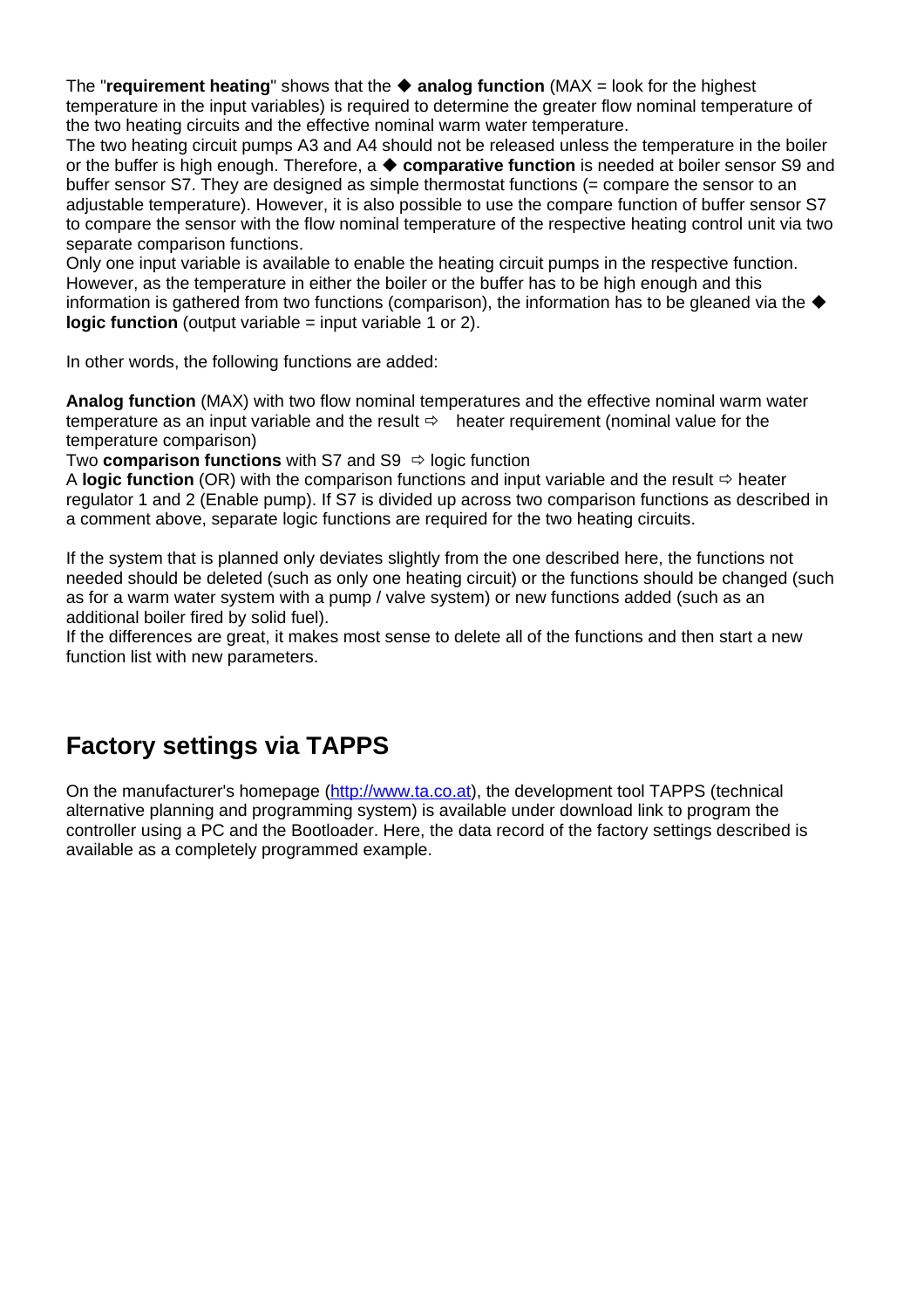The "**requirement heating**" shows that the ◆ **analog function** (MAX = look for the highest temperature in the input variables) is required to determine the greater flow nominal temperature of the two heating circuits and the effective nominal warm water temperature.

The two heating circuit pumps A3 and A4 should not be released unless the temperature in the boiler or the buffer is high enough. Therefore, a ◆ **comparative function** is needed at boiler sensor S9 and buffer sensor S7. They are designed as simple thermostat functions (= compare the sensor to an adjustable temperature). However, it is also possible to use the compare function of buffer sensor S7 to compare the sensor with the flow nominal temperature of the respective heating control unit via two separate comparison functions.

Only one input variable is available to enable the heating circuit pumps in the respective function. However, as the temperature in either the boiler or the buffer has to be high enough and this information is gathered from two functions (comparison), the information has to be gleaned via the ◆ **logic function** (output variable = input variable 1 or 2).

In other words, the following functions are added:

**Analog function** (MAX) with two flow nominal temperatures and the effective nominal warm water temperature as an input variable and the result ⇨ heater requirement (nominal value for the temperature comparison)

Two **comparison functions** with S7 and S9 ⇨ logic function

A **logic function** (OR) with the comparison functions and input variable and the result ⇨ heater regulator 1 and 2 (Enable pump). If S7 is divided up across two comparison functions as described in a comment above, separate logic functions are required for the two heating circuits.

If the system that is planned only deviates slightly from the one described here, the functions not needed should be deleted (such as only one heating circuit) or the functions should be changed (such as for a warm water system with a pump / valve system) or new functions added (such as an additional boiler fired by solid fuel).

If the differences are great, it makes most sense to delete all of the functions and then start a new function list with new parameters.

## Factory settings via TAPPS

On the manufacturer's homepage (http://www.ta.co.at), the development tool TAPPS (technical alternative planning and programming system) is available under download link to program the controller using a PC and the Bootloader. Here, the data record of the factory settings described is available as a completely programmed example.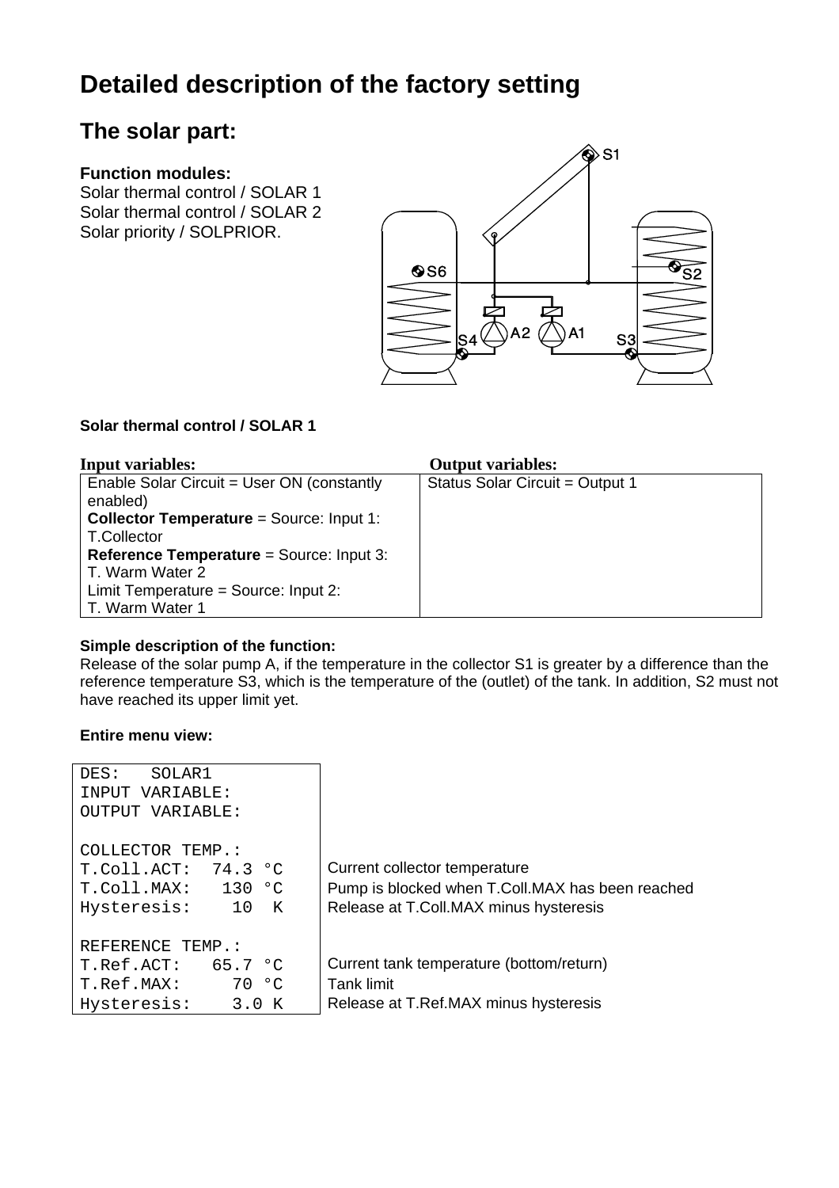# Detailed description of the factory setting

## The solar part:

**Function modules:**
Solar thermal control / SOLAR 1
Solar thermal control / SOLAR 2
Solar priority / SOLPRIOR.

**Solar thermal control / SOLAR 1**

| Input variables: | Output variables: |
|---|---|
| Enable Solar Circuit = User ON (constantly enabled)<br>**Collector Temperature** = Source: Input 1: T.Collector<br>**Reference Temperature** = Source: Input 3: T. Warm Water 2<br>Limit Temperature = Source: Input 2: T. Warm Water 1 | Status Solar Circuit = Output 1 |

**Simple description of the function:**
Release of the solar pump A, if the temperature in the collector S1 is greater by a difference than the reference temperature S3, which is the temperature of the (outlet) of the tank. In addition, S2 must not have reached its upper limit yet.

**Entire menu view:**

| Menu | Description |
|---|---|
| DES: SOLAR1 | |
| INPUT VARIABLE: | |
| OUTPUT VARIABLE: | |
| | |
| COLLECTOR TEMP.: | |
| T.Coll.ACT: 74.3 °C | Current collector temperature |
| T.Coll.MAX: 130 °C | Pump is blocked when T.Coll.MAX has been reached |
| Hysteresis: 10 K | Release at T.Coll.MAX minus hysteresis |
| | |
| REFERENCE TEMP.: | |
| T.Ref.ACT: 65.7 °C | Current tank temperature (bottom/return) |
| T.Ref.MAX: 70 °C | Tank limit |
| Hysteresis: 3.0 K | Release at T.Ref.MAX minus hysteresis |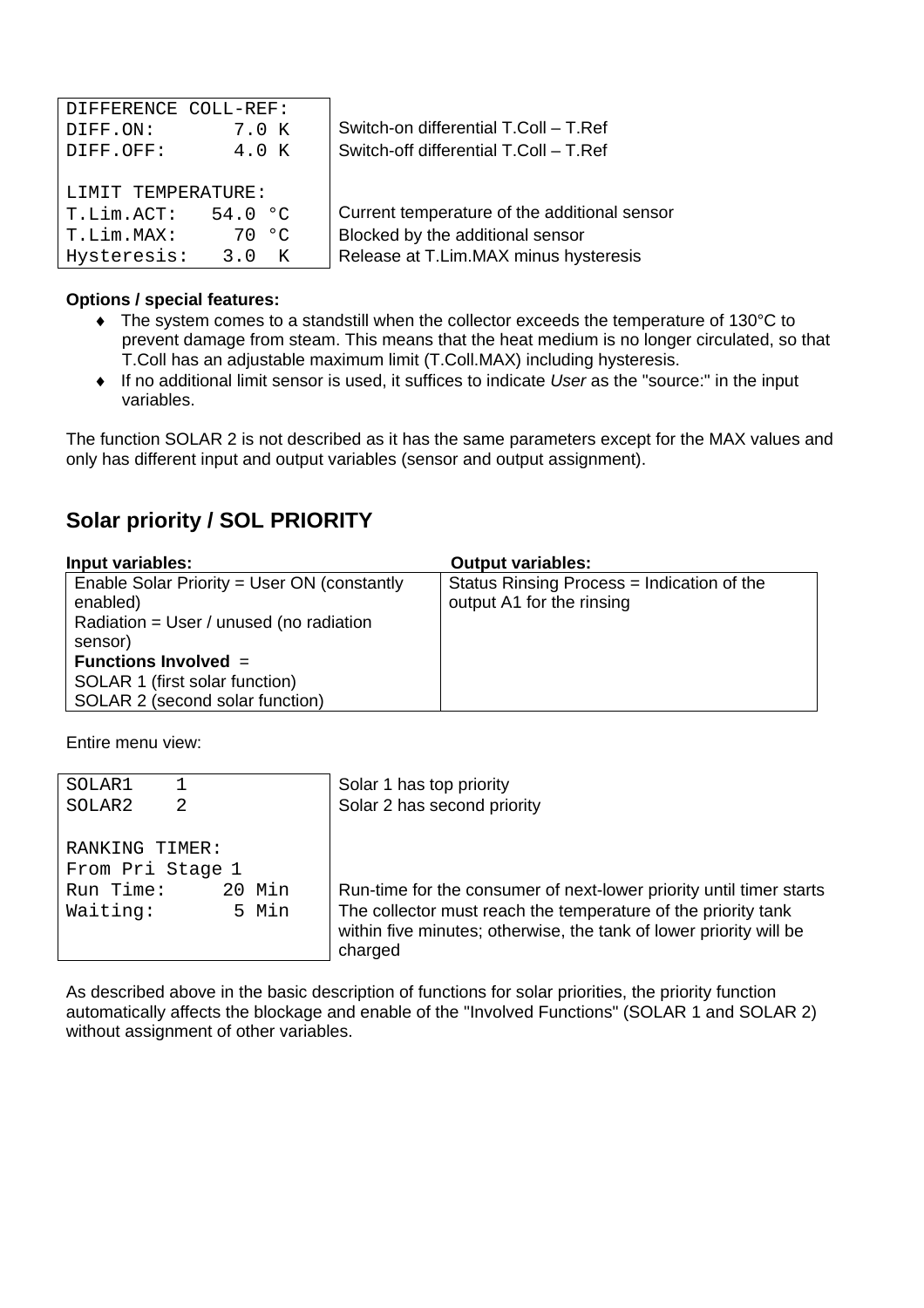| | |
|---|---|
| DIFFERENCE COLL-REF: | |
| DIFF.ON: 7.0 K | Switch-on differential T.Coll – T.Ref |
| DIFF.OFF: 4.0 K | Switch-off differential T.Coll – T.Ref |
| | |
| LIMIT TEMPERATURE: | |
| T.Lim.ACT: 54.0 °C | Current temperature of the additional sensor |
| T.Lim.MAX: 70 °C | Blocked by the additional sensor |
| Hysteresis: 3.0 K | Release at T.Lim.MAX minus hysteresis |

**Options / special features:**

- The system comes to a standstill when the collector exceeds the temperature of 130°C to prevent damage from steam. This means that the heat medium is no longer circulated, so that T.Coll has an adjustable maximum limit (T.Coll.MAX) including hysteresis.
- If no additional limit sensor is used, it suffices to indicate *User* as the "source:" in the input variables.

The function SOLAR 2 is not described as it has the same parameters except for the MAX values and only has different input and output variables (sensor and output assignment).

## Solar priority / SOL PRIORITY

| **Input variables:** | **Output variables:** |
|---|---|
| Enable Solar Priority = User ON (constantly enabled)<br>Radiation = User / unused (no radiation sensor)<br>**Functions Involved** =<br>SOLAR 1 (first solar function)<br>SOLAR 2 (second solar function) | Status Rinsing Process = Indication of the output A1 for the rinsing |

Entire menu view:

| | |
|---|---|
| SOLAR1 1 | Solar 1 has top priority |
| SOLAR2 2 | Solar 2 has second priority |
| | |
| RANKING TIMER: | |
| From Pri Stage 1 | |
| Run Time: 20 Min | Run-time for the consumer of next-lower priority until timer starts |
| Waiting: 5 Min | The collector must reach the temperature of the priority tank within five minutes; otherwise, the tank of lower priority will be charged |

As described above in the basic description of functions for solar priorities, the priority function automatically affects the blockage and enable of the "Involved Functions" (SOLAR 1 and SOLAR 2) without assignment of other variables.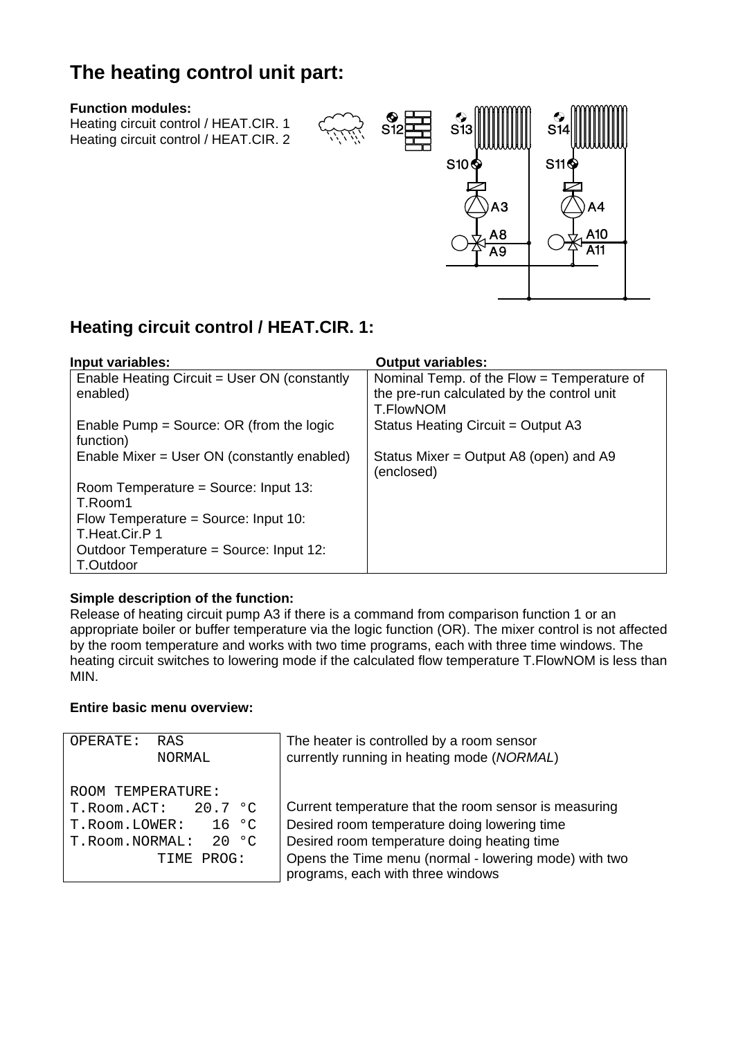# The heating control unit part:

**Function modules:**
Heating circuit control / HEAT.CIR. 1
Heating circuit control / HEAT.CIR. 2

## Heating circuit control / HEAT.CIR. 1:

| Input variables: | Output variables: |
|---|---|
| Enable Heating Circuit = User ON (constantly enabled) | Nominal Temp. of the Flow = Temperature of the pre-run calculated by the control unit T.FlowNOM |
| Enable Pump = Source: OR (from the logic function) | Status Heating Circuit = Output A3 |
| Enable Mixer = User ON (constantly enabled) | Status Mixer = Output A8 (open) and A9 (enclosed) |
| Room Temperature = Source: Input 13: T.Room1 | |
| Flow Temperature = Source: Input 10: T.Heat.Cir.P 1 | |
| Outdoor Temperature = Source: Input 12: T.Outdoor | |

**Simple description of the function:**
Release of heating circuit pump A3 if there is a command from comparison function 1 or an appropriate boiler or buffer temperature via the logic function (OR). The mixer control is not affected by the room temperature and works with two time programs, each with three time windows. The heating circuit switches to lowering mode if the calculated flow temperature T.FlowNOM is less than MIN.

**Entire basic menu overview:**

| | |
|---|---|
| `OPERATE:  RAS`<br>`          NORMAL` | The heater is controlled by a room sensor<br>currently running in heating mode (*NORMAL*) |
| `ROOM TEMPERATURE:` | |
| `T.Room.ACT:    20.7 °C` | Current temperature that the room sensor is measuring |
| `T.Room.LOWER:    16 °C` | Desired room temperature doing lowering time |
| `T.Room.NORMAL:   20 °C` | Desired room temperature doing heating time |
| `          TIME PROG:` | Opens the Time menu (normal - lowering mode) with two programs, each with three windows |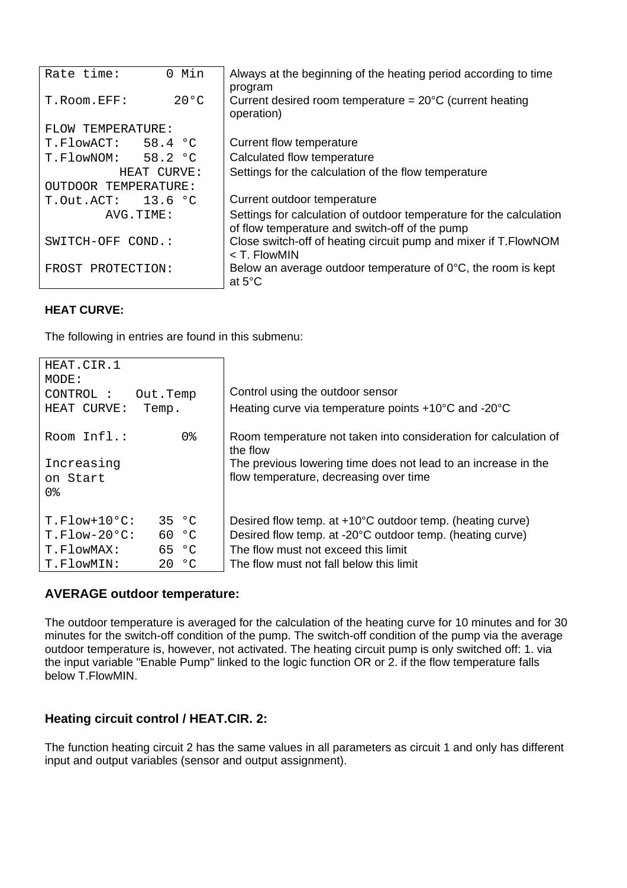| | |
|---|---|
| Rate time: 0 Min | Always at the beginning of the heating period according to time program |
| T.Room.EFF: 20°C | Current desired room temperature = 20°C (current heating operation) |
| FLOW TEMPERATURE: | |
| T.FlowACT: 58.4 °C | Current flow temperature |
| T.FlowNOM: 58.2 °C | Calculated flow temperature |
| HEAT CURVE: | Settings for the calculation of the flow temperature |
| OUTDOOR TEMPERATURE: | |
| T.Out.ACT: 13.6 °C | Current outdoor temperature |
| AVG.TIME: | Settings for calculation of outdoor temperature for the calculation of flow temperature and switch-off of the pump |
| SWITCH-OFF COND.: | Close switch-off of heating circuit pump and mixer if T.FlowNOM < T. FlowMIN |
| FROST PROTECTION: | Below an average outdoor temperature of 0°C, the room is kept at 5°C |

**HEAT CURVE:**

The following in entries are found in this submenu:

| | |
|---|---|
| HEAT.CIR.1 | |
| MODE: | |
| CONTROL : Out.Temp | Control using the outdoor sensor |
| HEAT CURVE: Temp. | Heating curve via temperature points +10°C and -20°C |
| Room Infl.: 0% | Room temperature not taken into consideration for calculation of the flow |
| Increasing on Start 0% | The previous lowering time does not lead to an increase in the flow temperature, decreasing over time |
| T.Flow+10°C: 35 °C | Desired flow temp. at +10°C outdoor temp. (heating curve) |
| T.Flow-20°C: 60 °C | Desired flow temp. at -20°C outdoor temp. (heating curve) |
| T.FlowMAX: 65 °C | The flow must not exceed this limit |
| T.FlowMIN: 20 °C | The flow must not fall below this limit |

### AVERAGE outdoor temperature:

The outdoor temperature is averaged for the calculation of the heating curve for 10 minutes and for 30 minutes for the switch-off condition of the pump. The switch-off condition of the pump via the average outdoor temperature is, however, not activated. The heating circuit pump is only switched off: 1. via the input variable "Enable Pump" linked to the logic function OR or 2. if the flow temperature falls below T.FlowMIN.

### Heating circuit control / HEAT.CIR. 2:

The function heating circuit 2 has the same values in all parameters as circuit 1 and only has different input and output variables (sensor and output assignment).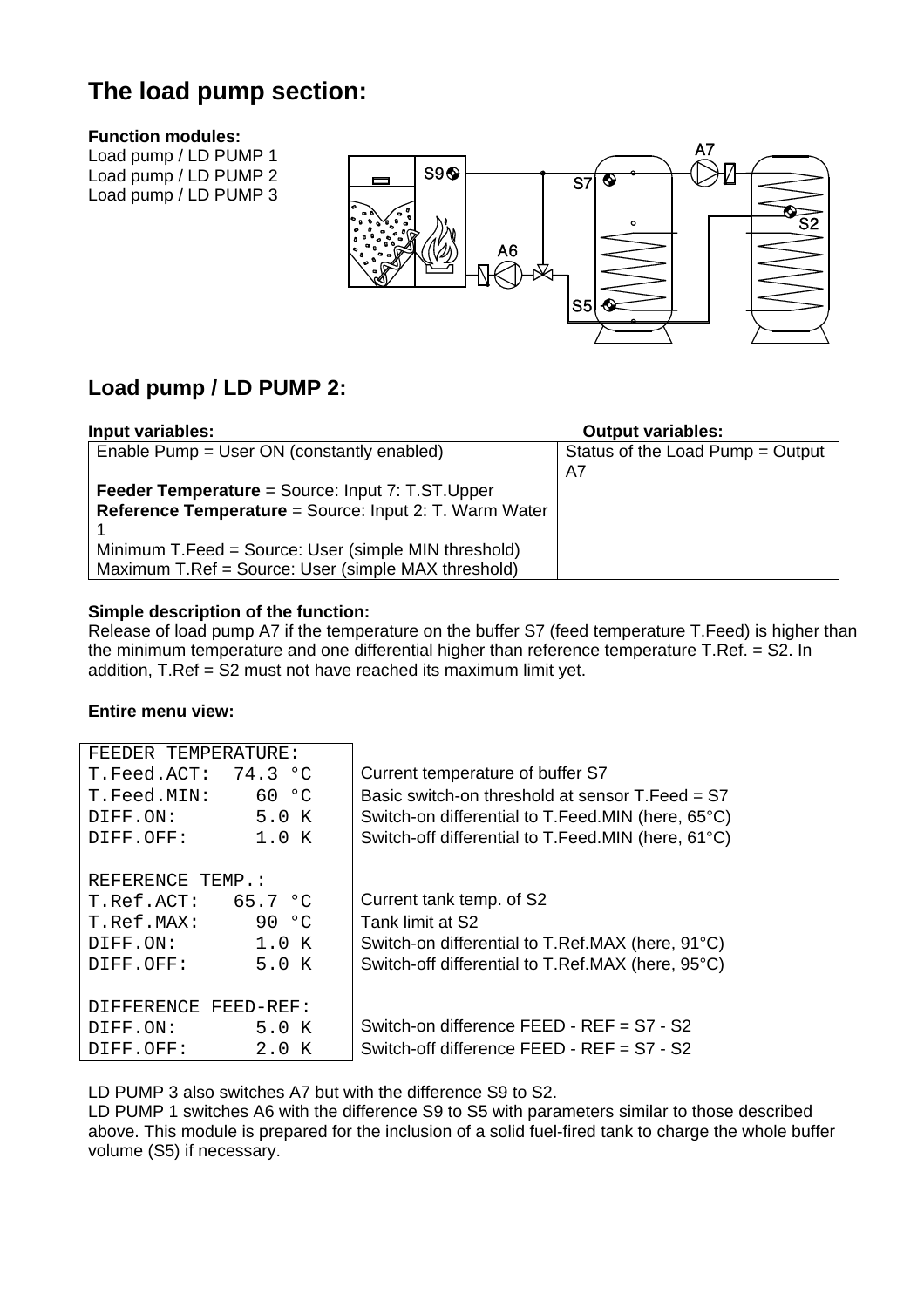# The load pump section:

**Function modules:**
Load pump / LD PUMP 1
Load pump / LD PUMP 2
Load pump / LD PUMP 3

## Load pump / LD PUMP 2:

| Input variables: | Output variables: |
|---|---|
| Enable Pump = User ON (constantly enabled)<br><br>**Feeder Temperature** = Source: Input 7: T.ST.Upper<br>**Reference Temperature** = Source: Input 2: T. Warm Water 1<br>Minimum T.Feed = Source: User (simple MIN threshold)<br>Maximum T.Ref = Source: User (simple MAX threshold) | Status of the Load Pump = Output A7 |

**Simple description of the function:**
Release of load pump A7 if the temperature on the buffer S7 (feed temperature T.Feed) is higher than the minimum temperature and one differential higher than reference temperature T.Ref. = S2. In addition, T.Ref = S2 must not have reached its maximum limit yet.

**Entire menu view:**

| | |
|---|---|
| FEEDER TEMPERATURE: | |
| T.Feed.ACT: 74.3 °C | Current temperature of buffer S7 |
| T.Feed.MIN: 60 °C | Basic switch-on threshold at sensor T.Feed = S7 |
| DIFF.ON: 5.0 K | Switch-on differential to T.Feed.MIN (here, 65°C) |
| DIFF.OFF: 1.0 K | Switch-off differential to T.Feed.MIN (here, 61°C) |
| REFERENCE TEMP.: | |
| T.Ref.ACT: 65.7 °C | Current tank temp. of S2 |
| T.Ref.MAX: 90 °C | Tank limit at S2 |
| DIFF.ON: 1.0 K | Switch-on differential to T.Ref.MAX (here, 91°C) |
| DIFF.OFF: 5.0 K | Switch-off differential to T.Ref.MAX (here, 95°C) |
| DIFFERENCE FEED-REF: | |
| DIFF.ON: 5.0 K | Switch-on difference FEED - REF = S7 - S2 |
| DIFF.OFF: 2.0 K | Switch-off difference FEED - REF = S7 - S2 |

LD PUMP 3 also switches A7 but with the difference S9 to S2.
LD PUMP 1 switches A6 with the difference S9 to S5 with parameters similar to those described above. This module is prepared for the inclusion of a solid fuel-fired tank to charge the whole buffer volume (S5) if necessary.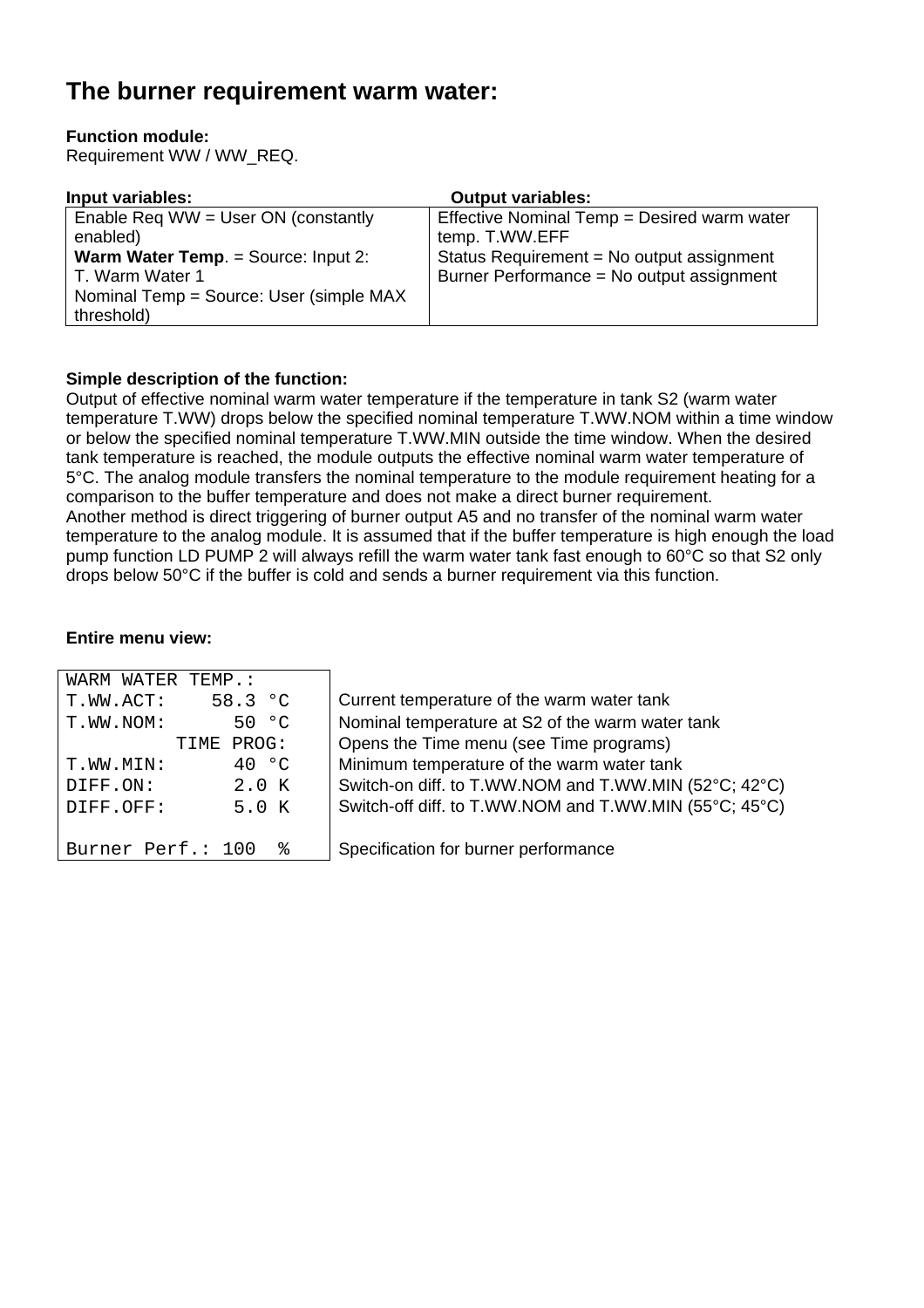# The burner requirement warm water:

**Function module:**
Requirement WW / WW_REQ.

| **Input variables:** | **Output variables:** |
|---|---|
| Enable Req WW = User ON (constantly enabled)<br>**Warm Water Temp**. = Source: Input 2: T. Warm Water 1<br>Nominal Temp = Source: User (simple MAX threshold) | Effective Nominal Temp = Desired warm water temp. T.WW.EFF<br>Status Requirement = No output assignment<br>Burner Performance = No output assignment |

**Simple description of the function:**
Output of effective nominal warm water temperature if the temperature in tank S2 (warm water temperature T.WW) drops below the specified nominal temperature T.WW.NOM within a time window or below the specified nominal temperature T.WW.MIN outside the time window. When the desired tank temperature is reached, the module outputs the effective nominal warm water temperature of 5°C. The analog module transfers the nominal temperature to the module requirement heating for a comparison to the buffer temperature and does not make a direct burner requirement.
Another method is direct triggering of burner output A5 and no transfer of the nominal warm water temperature to the analog module. It is assumed that if the buffer temperature is high enough the load pump function LD PUMP 2 will always refill the warm water tank fast enough to 60°C so that S2 only drops below 50°C if the buffer is cold and sends a burner requirement via this function.

**Entire menu view:**

| Menu | Description |
|---|---|
| WARM WATER TEMP.: | |
| T.WW.ACT: 58.3 °C | Current temperature of the warm water tank |
| T.WW.NOM: 50 °C | Nominal temperature at S2 of the warm water tank |
| TIME PROG: | Opens the Time menu (see Time programs) |
| T.WW.MIN: 40 °C | Minimum temperature of the warm water tank |
| DIFF.ON: 2.0 K | Switch-on diff. to T.WW.NOM and T.WW.MIN (52°C; 42°C) |
| DIFF.OFF: 5.0 K | Switch-off diff. to T.WW.NOM and T.WW.MIN (55°C; 45°C) |
| Burner Perf.: 100 % | Specification for burner performance |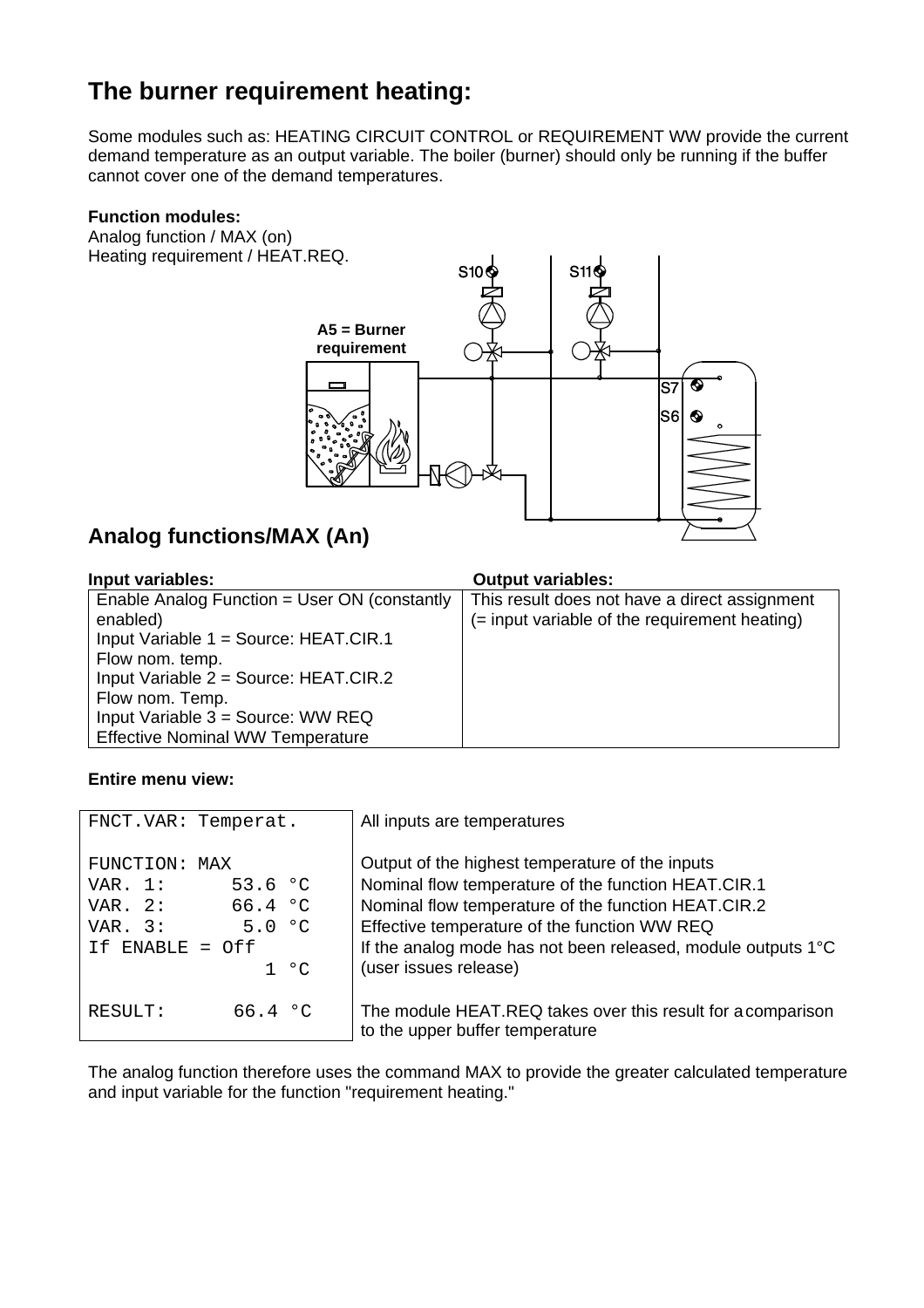## The burner requirement heating:

Some modules such as: HEATING CIRCUIT CONTROL or REQUIREMENT WW provide the current demand temperature as an output variable. The boiler (burner) should only be running if the buffer cannot cover one of the demand temperatures.

**Function modules:**
Analog function / MAX (on)
Heating requirement / HEAT.REQ.

**A5 = Burner requirement**

S10 S11 S7 S6

## Analog functions/MAX (An)

| **Input variables:** | **Output variables:** |
|---|---|
| Enable Analog Function = User ON (constantly enabled)<br>Input Variable 1 = Source: HEAT.CIR.1 Flow nom. temp.<br>Input Variable 2 = Source: HEAT.CIR.2 Flow nom. Temp.<br>Input Variable 3 = Source: WW REQ Effective Nominal WW Temperature | This result does not have a direct assignment (= input variable of the requirement heating) |

**Entire menu view:**

| | |
|---|---|
| `FNCT.VAR: Temperat.` | All inputs are temperatures |
| `FUNCTION: MAX` | Output of the highest temperature of the inputs |
| `VAR. 1:      53.6 °C` | Nominal flow temperature of the function HEAT.CIR.1 |
| `VAR. 2:      66.4 °C` | Nominal flow temperature of the function HEAT.CIR.2 |
| `VAR. 3:       5.0 °C` | Effective temperature of the function WW REQ |
| `If ENABLE = Off`<br>`1 °C` | If the analog mode has not been released, module outputs 1°C (user issues release) |
| `RESULT:      66.4 °C` | The module HEAT.REQ takes over this result for a comparison to the upper buffer temperature |

The analog function therefore uses the command MAX to provide the greater calculated temperature and input variable for the function "requirement heating."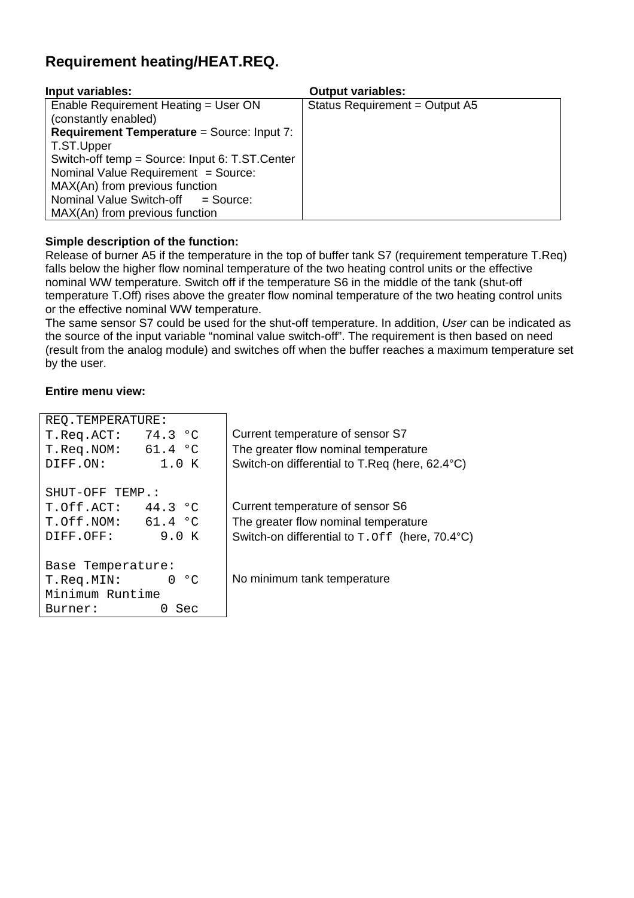## Requirement heating/HEAT.REQ.

| Input variables: | Output variables: |
|---|---|
| Enable Requirement Heating = User ON (constantly enabled)<br>**Requirement Temperature** = Source: Input 7: T.ST.Upper<br>Switch-off temp = Source: Input 6: T.ST.Center<br>Nominal Value Requirement = Source: MAX(An) from previous function<br>Nominal Value Switch-off = Source: MAX(An) from previous function | Status Requirement = Output A5 |

**Simple description of the function:**

Release of burner A5 if the temperature in the top of buffer tank S7 (requirement temperature T.Req) falls below the higher flow nominal temperature of the two heating control units or the effective nominal WW temperature. Switch off if the temperature S6 in the middle of the tank (shut-off temperature T.Off) rises above the greater flow nominal temperature of the two heating control units or the effective nominal WW temperature.

The same sensor S7 could be used for the shut-off temperature. In addition, *User* can be indicated as the source of the input variable "nominal value switch-off". The requirement is then based on need (result from the analog module) and switches off when the buffer reaches a maximum temperature set by the user.

**Entire menu view:**

| Menu | Description |
|---|---|
| `REQ.TEMPERATURE:` | |
| `T.Req.ACT:   74.3 °C` | Current temperature of sensor S7 |
| `T.Req.NOM:   61.4 °C` | The greater flow nominal temperature |
| `DIFF.ON:      1.0 K` | Switch-on differential to T.Req (here, 62.4°C) |
| `SHUT-OFF TEMP.:` | |
| `T.Off.ACT:   44.3 °C` | Current temperature of sensor S6 |
| `T.Off.NOM:   61.4 °C` | The greater flow nominal temperature |
| `DIFF.OFF:     9.0 K` | Switch-on differential to `T.Off` (here, 70.4°C) |
| `Base Temperature:` | |
| `T.Req.MIN:     0 °C` | No minimum tank temperature |
| `Minimum Runtime` | |
| `Burner:        0 Sec` | |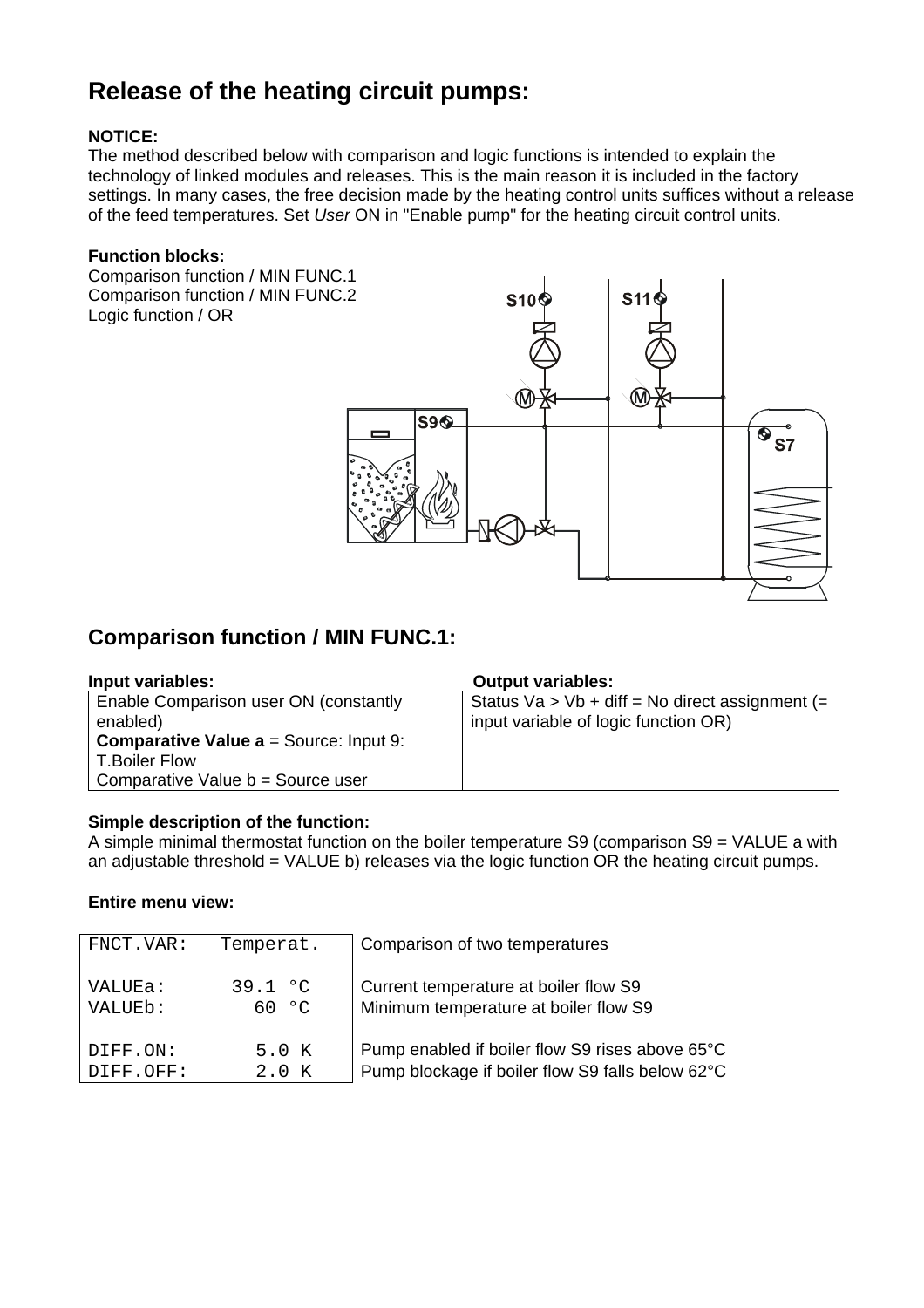# Release of the heating circuit pumps:

**NOTICE:**
The method described below with comparison and logic functions is intended to explain the technology of linked modules and releases. This is the main reason it is included in the factory settings. In many cases, the free decision made by the heating control units suffices without a release of the feed temperatures. Set *User* ON in "Enable pump" for the heating circuit control units.

**Function blocks:**
Comparison function / MIN FUNC.1
Comparison function / MIN FUNC.2
Logic function / OR

## Comparison function / MIN FUNC.1:

| **Input variables:** | **Output variables:** |
|---|---|
| Enable Comparison user ON (constantly enabled)<br>**Comparative Value a** = Source: Input 9: T.Boiler Flow<br>Comparative Value b = Source user | Status Va > Vb + diff = No direct assignment (= input variable of logic function OR) |

**Simple description of the function:**
A simple minimal thermostat function on the boiler temperature S9 (comparison S9 = VALUE a with an adjustable threshold = VALUE b) releases via the logic function OR the heating circuit pumps.

**Entire menu view:**

| Menu | Description |
|---|---|
| `FNCT.VAR:   Temperat.` | Comparison of two temperatures |
| `VALUEa:      39.1 °C` | Current temperature at boiler flow S9 |
| `VALUEb:        60 °C` | Minimum temperature at boiler flow S9 |
| `DIFF.ON:      5.0 K` | Pump enabled if boiler flow S9 rises above 65°C |
| `DIFF.OFF:     2.0 K` | Pump blockage if boiler flow S9 falls below 62°C |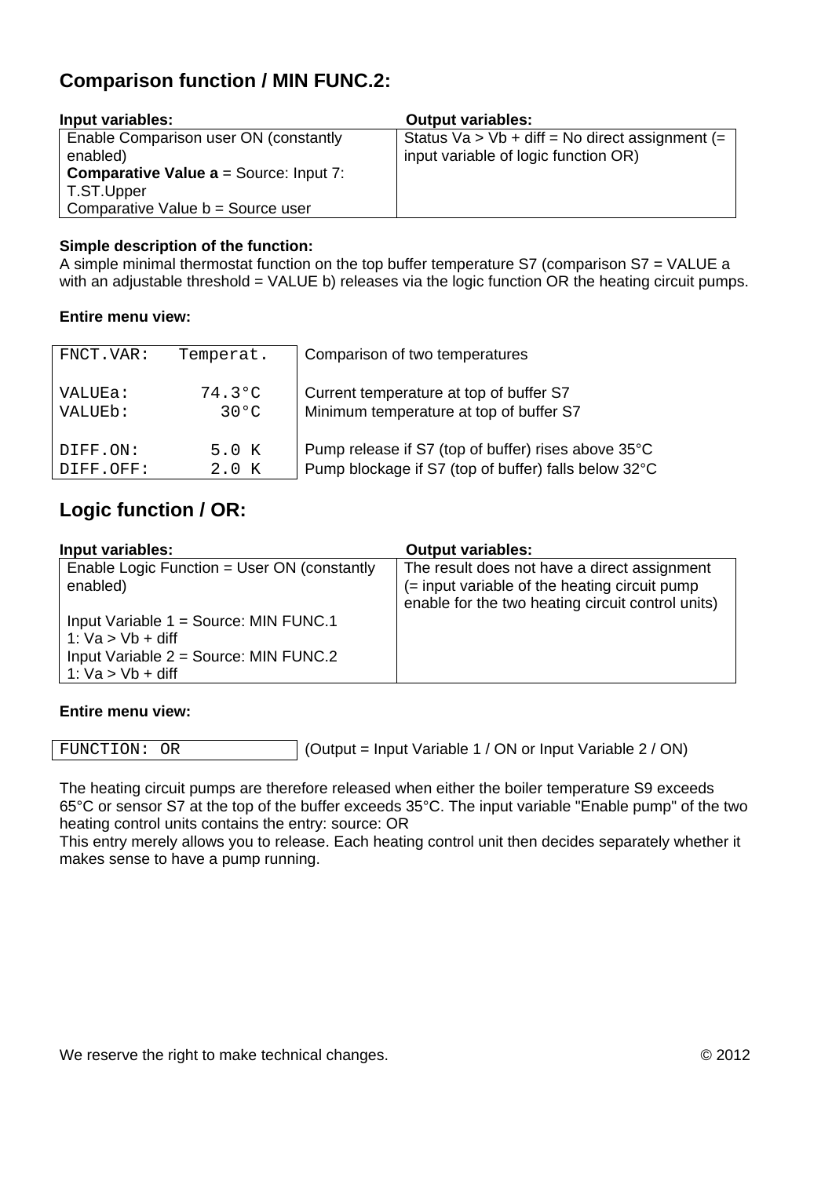## Comparison function / MIN FUNC.2:

| Input variables: | Output variables: |
|---|---|
| Enable Comparison user ON (constantly enabled)<br>**Comparative Value a** = Source: Input 7: T.ST.Upper<br>Comparative Value b = Source user | Status Va > Vb + diff = No direct assignment (= input variable of logic function OR) |

**Simple description of the function:**
A simple minimal thermostat function on the top buffer temperature S7 (comparison S7 = VALUE a with an adjustable threshold = VALUE b) releases via the logic function OR the heating circuit pumps.

**Entire menu view:**

| | |
|---|---|
| `FNCT.VAR:   Temperat.` | Comparison of two temperatures |
| `VALUEa:        74.3°C` | Current temperature at top of buffer S7 |
| `VALUEb:          30°C` | Minimum temperature at top of buffer S7 |
| `DIFF.ON:        5.0 K` | Pump release if S7 (top of buffer) rises above 35°C |
| `DIFF.OFF:       2.0 K` | Pump blockage if S7 (top of buffer) falls below 32°C |

## Logic function / OR:

| Input variables: | Output variables: |
|---|---|
| Enable Logic Function = User ON (constantly enabled)<br><br>Input Variable 1 = Source: MIN FUNC.1<br>1: Va > Vb + diff<br>Input Variable 2 = Source: MIN FUNC.2<br>1: Va > Vb + diff | The result does not have a direct assignment (= input variable of the heating circuit pump enable for the two heating circuit control units) |

**Entire menu view:**

| | |
|---|---|
| `FUNCTION: OR` | (Output = Input Variable 1 / ON or Input Variable 2 / ON) |

The heating circuit pumps are therefore released when either the boiler temperature S9 exceeds 65°C or sensor S7 at the top of the buffer exceeds 35°C. The input variable "Enable pump" of the two heating control units contains the entry: source: OR
This entry merely allows you to release. Each heating control unit then decides separately whether it makes sense to have a pump running.

We reserve the right to make technical changes. © 2012